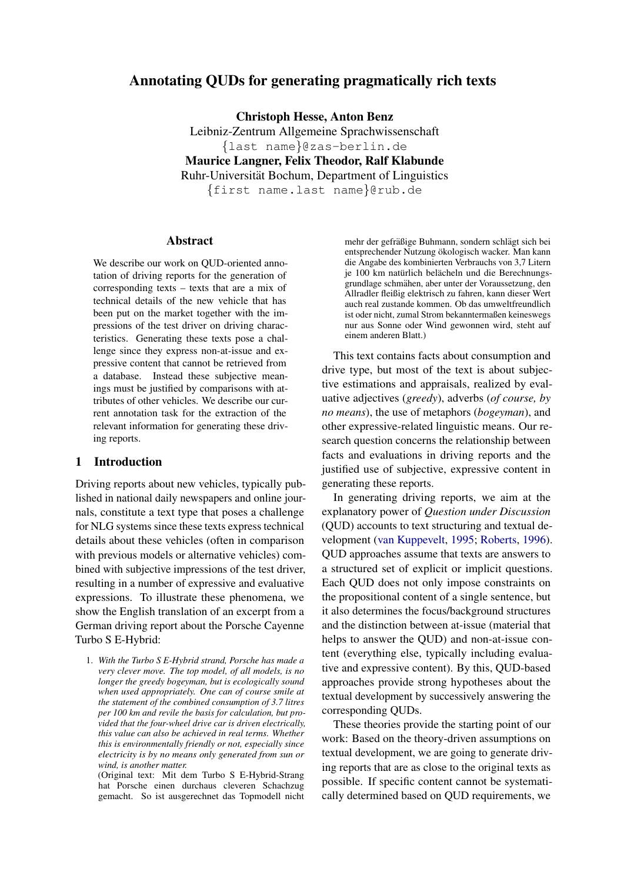# Annotating QUDs for generating pragmatically rich texts

**Christoph Hesse, Anton Benz**
Leibniz-Zentrum Allgemeine Sprachwissenschaft
{last name}@zas-berlin.de

**Maurice Langner, Felix Theodor, Ralf Klabunde**
Ruhr-Universität Bochum, Department of Linguistics
{first name.last name}@rub.de

## Abstract

We describe our work on QUD-oriented annotation of driving reports for the generation of corresponding texts – texts that are a mix of technical details of the new vehicle that has been put on the market together with the impressions of the test driver on driving characteristics. Generating these texts pose a challenge since they express non-at-issue and expressive content that cannot be retrieved from a database. Instead these subjective meanings must be justified by comparisons with attributes of other vehicles. We describe our current annotation task for the extraction of the relevant information for generating these driving reports.

## 1 Introduction

Driving reports about new vehicles, typically published in national daily newspapers and online journals, constitute a text type that poses a challenge for NLG systems since these texts express technical details about these vehicles (often in comparison with previous models or alternative vehicles) combined with subjective impressions of the test driver, resulting in a number of expressive and evaluative expressions. To illustrate these phenomena, we show the English translation of an excerpt from a German driving report about the Porsche Cayenne Turbo S E-Hybrid:

1. *With the Turbo S E-Hybrid strand, Porsche has made a very clever move. The top model, of all models, is no longer the greedy bogeyman, but is ecologically sound when used appropriately. One can of course smile at the statement of the combined consumption of 3.7 litres per 100 km and revile the basis for calculation, but provided that the four-wheel drive car is driven electrically, this value can also be achieved in real terms. Whether this is environmentally friendly or not, especially since electricity is by no means only generated from sun or wind, is another matter.*
(Original text: Mit dem Turbo S E-Hybrid-Strang hat Porsche einen durchaus cleveren Schachzug gemacht. So ist ausgerechnet das Topmodell nicht mehr der gefräßige Buhmann, sondern schlägt sich bei entsprechender Nutzung ökologisch wacker. Man kann die Angabe des kombinierten Verbrauchs von 3,7 Litern je 100 km natürlich belächeln und die Berechnungsgrundlage schmähen, aber unter der Voraussetzung, den Allradler fleißig elektrisch zu fahren, kann dieser Wert auch real zustande kommen. Ob das umweltfreundlich ist oder nicht, zumal Strom bekanntermaßen keineswegs nur aus Sonne oder Wind gewonnen wird, steht auf einem anderen Blatt.)

This text contains facts about consumption and drive type, but most of the text is about subjective estimations and appraisals, realized by evaluative adjectives (*greedy*), adverbs (*of course, by no means*), the use of metaphors (*bogeyman*), and other expressive-related linguistic means. Our research question concerns the relationship between facts and evaluations in driving reports and the justified use of subjective, expressive content in generating these reports.

In generating driving reports, we aim at the explanatory power of *Question under Discussion* (QUD) accounts to text structuring and textual development (van Kuppevelt, 1995; Roberts, 1996). QUD approaches assume that texts are answers to a structured set of explicit or implicit questions. Each QUD does not only impose constraints on the propositional content of a single sentence, but it also determines the focus/background structures and the distinction between at-issue (material that helps to answer the QUD) and non-at-issue content (everything else, typically including evaluative and expressive content). By this, QUD-based approaches provide strong hypotheses about the textual development by successively answering the corresponding QUDs.

These theories provide the starting point of our work: Based on the theory-driven assumptions on textual development, we are going to generate driving reports that are as close to the original texts as possible. If specific content cannot be systematically determined based on QUD requirements, we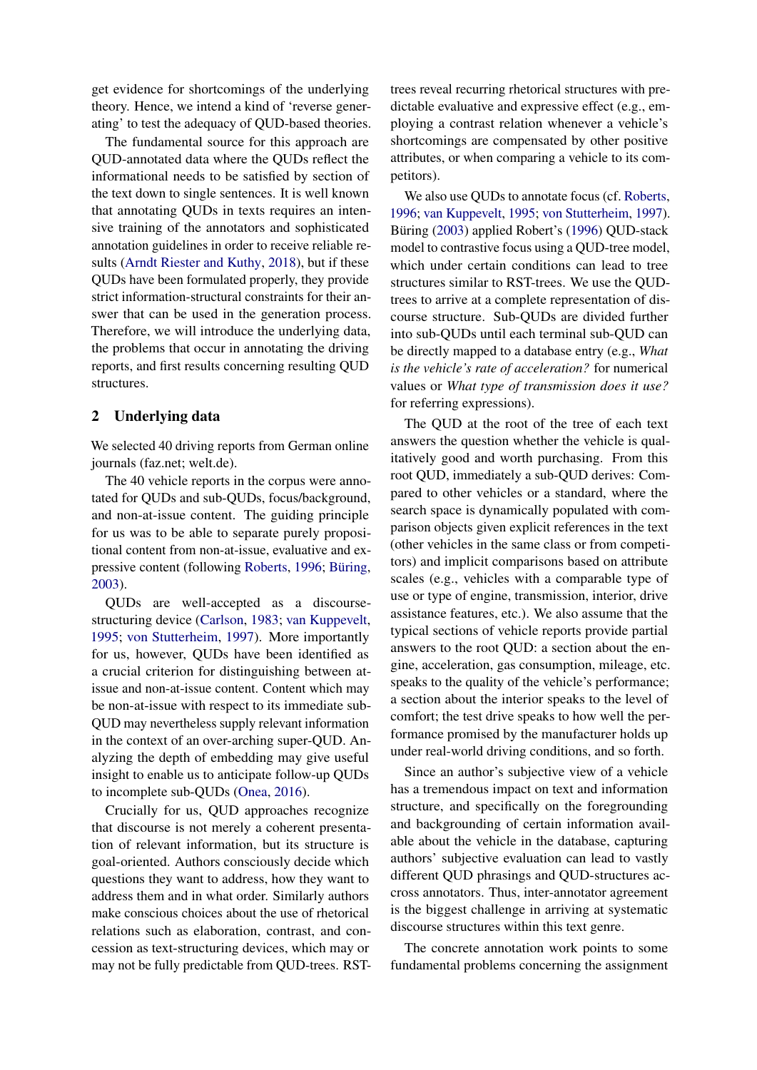get evidence for shortcomings of the underlying theory. Hence, we intend a kind of 'reverse generating' to test the adequacy of QUD-based theories.

The fundamental source for this approach are QUD-annotated data where the QUDs reflect the informational needs to be satisfied by section of the text down to single sentences. It is well known that annotating QUDs in texts requires an intensive training of the annotators and sophisticated annotation guidelines in order to receive reliable results (Arndt Riester and Kuthy, 2018), but if these QUDs have been formulated properly, they provide strict information-structural constraints for their answer that can be used in the generation process. Therefore, we will introduce the underlying data, the problems that occur in annotating the driving reports, and first results concerning resulting QUD structures.

## 2 Underlying data

We selected 40 driving reports from German online journals (faz.net; welt.de).

The 40 vehicle reports in the corpus were annotated for QUDs and sub-QUDs, focus/background, and non-at-issue content. The guiding principle for us was to be able to separate purely propositional content from non-at-issue, evaluative and expressive content (following Roberts, 1996; Büring, 2003).

QUDs are well-accepted as a discourse-structuring device (Carlson, 1983; van Kuppevelt, 1995; von Stutterheim, 1997). More importantly for us, however, QUDs have been identified as a crucial criterion for distinguishing between at-issue and non-at-issue content. Content which may be non-at-issue with respect to its immediate sub-QUD may nevertheless supply relevant information in the context of an over-arching super-QUD. Analyzing the depth of embedding may give useful insight to enable us to anticipate follow-up QUDs to incomplete sub-QUDs (Onea, 2016).

Crucially for us, QUD approaches recognize that discourse is not merely a coherent presentation of relevant information, but its structure is goal-oriented. Authors consciously decide which questions they want to address, how they want to address them and in what order. Similarly authors make conscious choices about the use of rhetorical relations such as elaboration, contrast, and concession as text-structuring devices, which may or may not be fully predictable from QUD-trees. RST-trees reveal recurring rhetorical structures with predictable evaluative and expressive effect (e.g., employing a contrast relation whenever a vehicle's shortcomings are compensated by other positive attributes, or when comparing a vehicle to its competitors).

We also use QUDs to annotate focus (cf. Roberts, 1996; van Kuppevelt, 1995; von Stutterheim, 1997). Büring (2003) applied Robert's (1996) QUD-stack model to contrastive focus using a QUD-tree model, which under certain conditions can lead to tree structures similar to RST-trees. We use the QUD-trees to arrive at a complete representation of discourse structure. Sub-QUDs are divided further into sub-QUDs until each terminal sub-QUD can be directly mapped to a database entry (e.g., *What is the vehicle's rate of acceleration?* for numerical values or *What type of transmission does it use?* for referring expressions).

The QUD at the root of the tree of each text answers the question whether the vehicle is qualitatively good and worth purchasing. From this root QUD, immediately a sub-QUD derives: Compared to other vehicles or a standard, where the search space is dynamically populated with comparison objects given explicit references in the text (other vehicles in the same class or from competitors) and implicit comparisons based on attribute scales (e.g., vehicles with a comparable type of use or type of engine, transmission, interior, drive assistance features, etc.). We also assume that the typical sections of vehicle reports provide partial answers to the root QUD: a section about the engine, acceleration, gas consumption, mileage, etc. speaks to the quality of the vehicle's performance; a section about the interior speaks to the level of comfort; the test drive speaks to how well the performance promised by the manufacturer holds up under real-world driving conditions, and so forth.

Since an author's subjective view of a vehicle has a tremendous impact on text and information structure, and specifically on the foregrounding and backgrounding of certain information available about the vehicle in the database, capturing authors' subjective evaluation can lead to vastly different QUD phrasings and QUD-structures accross annotators. Thus, inter-annotator agreement is the biggest challenge in arriving at systematic discourse structures within this text genre.

The concrete annotation work points to some fundamental problems concerning the assignment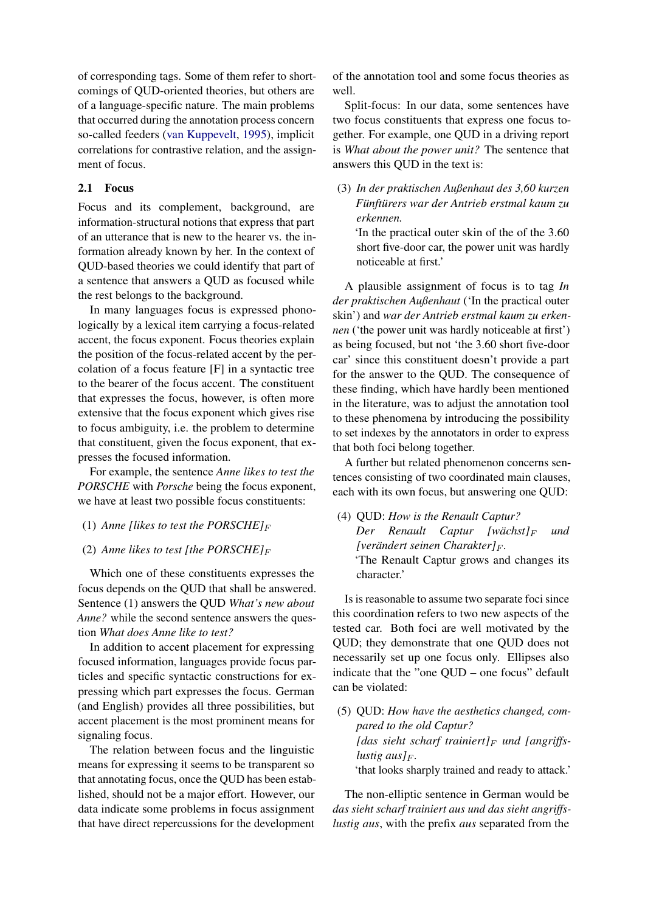of corresponding tags. Some of them refer to shortcomings of QUD-oriented theories, but others are of a language-specific nature. The main problems that occurred during the annotation process concern so-called feeders (van Kuppevelt, 1995), implicit correlations for contrastive relation, and the assignment of focus.

### 2.1 Focus

Focus and its complement, background, are information-structural notions that express that part of an utterance that is new to the hearer vs. the information already known by her. In the context of QUD-based theories we could identify that part of a sentence that answers a QUD as focused while the rest belongs to the background.

In many languages focus is expressed phonologically by a lexical item carrying a focus-related accent, the focus exponent. Focus theories explain the position of the focus-related accent by the percolation of a focus feature [F] in a syntactic tree to the bearer of the focus accent. The constituent that expresses the focus, however, is often more extensive that the focus exponent which gives rise to focus ambiguity, i.e. the problem to determine that constituent, given the focus exponent, that expresses the focused information.

For example, the sentence *Anne likes to test the PORSCHE* with *Porsche* being the focus exponent, we have at least two possible focus constituents:

(1) *Anne [likes to test the PORSCHE]$_F$*

(2) *Anne likes to test [the PORSCHE]$_F$*

Which one of these constituents expresses the focus depends on the QUD that shall be answered. Sentence (1) answers the QUD *What's new about Anne?* while the second sentence answers the question *What does Anne like to test?*

In addition to accent placement for expressing focused information, languages provide focus particles and specific syntactic constructions for expressing which part expresses the focus. German (and English) provides all three possibilities, but accent placement is the most prominent means for signaling focus.

The relation between focus and the linguistic means for expressing it seems to be transparent so that annotating focus, once the QUD has been established, should not be a major effort. However, our data indicate some problems in focus assignment that have direct repercussions for the development of the annotation tool and some focus theories as well.

Split-focus: In our data, some sentences have two focus constituents that express one focus together. For example, one QUD in a driving report is *What about the power unit?* The sentence that answers this QUD in the text is:

(3) *In der praktischen Außenhaut des 3,60 kurzen Fünftürers war der Antrieb erstmal kaum zu erkennen.*
'In the practical outer skin of the of the 3.60 short five-door car, the power unit was hardly noticeable at first.'

A plausible assignment of focus is to tag *In der praktischen Außenhaut* ('In the practical outer skin') and *war der Antrieb erstmal kaum zu erkennen* ('the power unit was hardly noticeable at first') as being focused, but not 'the 3.60 short five-door car' since this constituent doesn't provide a part for the answer to the QUD. The consequence of these finding, which have hardly been mentioned in the literature, was to adjust the annotation tool to these phenomena by introducing the possibility to set indexes by the annotators in order to express that both foci belong together.

A further but related phenomenon concerns sentences consisting of two coordinated main clauses, each with its own focus, but answering one QUD:

(4) QUD: *How is the Renault Captur?*
*Der Renault Captur [wächst]$_F$ und [verändert seinen Charakter]$_F$.*
'The Renault Captur grows and changes its character.'

Is is reasonable to assume two separate foci since this coordination refers to two new aspects of the tested car. Both foci are well motivated by the QUD; they demonstrate that one QUD does not necessarily set up one focus only. Ellipses also indicate that the "one QUD – one focus" default can be violated:

(5) QUD: *How have the aesthetics changed, compared to the old Captur?*
*[das sieht scharf trainiert]$_F$ und [angriffslustig aus]$_F$.*
'that looks sharply trained and ready to attack.'

The non-elliptic sentence in German would be *das sieht scharf trainiert aus und das sieht angriffslustig aus*, with the prefix *aus* separated from the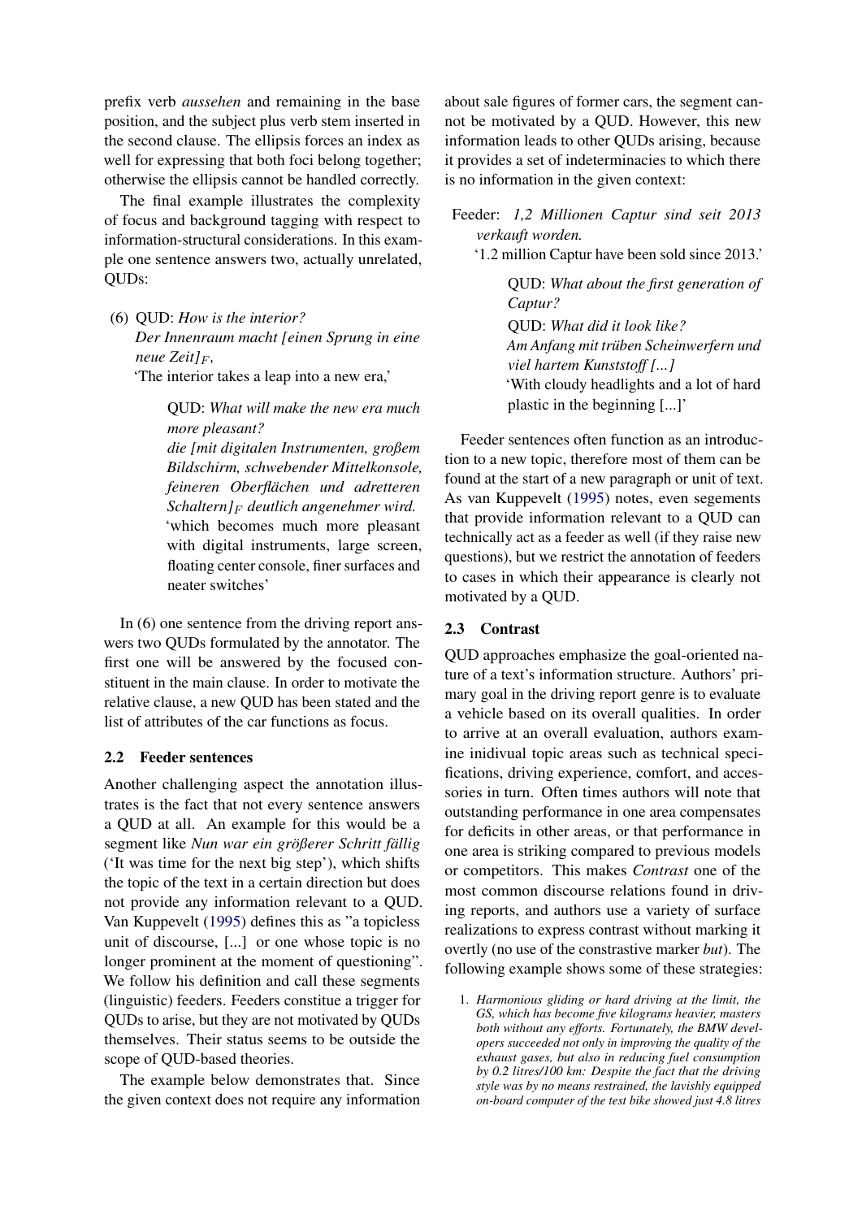prefix verb *aussehen* and remaining in the base position, and the subject plus verb stem inserted in the second clause. The ellipsis forces an index as well for expressing that both foci belong together; otherwise the ellipsis cannot be handled correctly.

The final example illustrates the complexity of focus and background tagging with respect to information-structural considerations. In this example one sentence answers two, actually unrelated, QUDs:

(6) QUD: *How is the interior?*
*Der Innenraum macht [einen Sprung in eine neue Zeit]$_F$,*
'The interior takes a leap into a new era,'

> QUD: *What will make the new era much more pleasant?*
> *die [mit digitalen Instrumenten, großem Bildschirm, schwebender Mittelkonsole, feineren Oberflächen und adretteren Schaltern]$_F$ deutlich angenehmer wird.*
> 'which becomes much more pleasant with digital instruments, large screen, floating center console, finer surfaces and neater switches'

In (6) one sentence from the driving report answers two QUDs formulated by the annotator. The first one will be answered by the focused constituent in the main clause. In order to motivate the relative clause, a new QUD has been stated and the list of attributes of the car functions as focus.

## 2.2 Feeder sentences

Another challenging aspect the annotation illustrates is the fact that not every sentence answers a QUD at all. An example for this would be a segment like *Nun war ein größerer Schritt fällig* ('It was time for the next big step'), which shifts the topic of the text in a certain direction but does not provide any information relevant to a QUD. Van Kuppevelt (1995) defines this as "a topicless unit of discourse, [...] or one whose topic is no longer prominent at the moment of questioning". We follow his definition and call these segments (linguistic) feeders. Feeders constitue a trigger for QUDs to arise, but they are not motivated by QUDs themselves. Their status seems to be outside the scope of QUD-based theories.

The example below demonstrates that. Since the given context does not require any information about sale figures of former cars, the segment cannot be motivated by a QUD. However, this new information leads to other QUDs arising, because it provides a set of indeterminacies to which there is no information in the given context:

Feeder: *1,2 Millionen Captur sind seit 2013 verkauft worden.*
'1.2 million Captur have been sold since 2013.'

> QUD: *What about the first generation of Captur?*
> QUD: *What did it look like?*
> *Am Anfang mit trüben Scheinwerfern und viel hartem Kunststoff [...]*
> 'With cloudy headlights and a lot of hard plastic in the beginning [...]'

Feeder sentences often function as an introduction to a new topic, therefore most of them can be found at the start of a new paragraph or unit of text. As van Kuppevelt (1995) notes, even segements that provide information relevant to a QUD can technically act as a feeder as well (if they raise new questions), but we restrict the annotation of feeders to cases in which their appearance is clearly not motivated by a QUD.

## 2.3 Contrast

QUD approaches emphasize the goal-oriented nature of a text's information structure. Authors' primary goal in the driving report genre is to evaluate a vehicle based on its overall qualities. In order to arrive at an overall evaluation, authors examine inidividual topic areas such as technical specifications, driving experience, comfort, and accessories in turn. Often times authors will note that outstanding performance in one area compensates for deficits in other areas, or that performance in one area is striking compared to previous models or competitors. This makes *Contrast* one of the most common discourse relations found in driving reports, and authors use a variety of surface realizations to express contrast without marking it overtly (no use of the constrastive marker *but*). The following example shows some of these strategies:

1. *Harmonious gliding or hard driving at the limit, the GS, which has become five kilograms heavier, masters both without any efforts. Fortunately, the BMW developers succeeded not only in improving the quality of the exhaust gases, but also in reducing fuel consumption by 0.2 litres/100 km: Despite the fact that the driving style was by no means restrained, the lavishly equipped on-board computer of the test bike showed just 4.8 litres*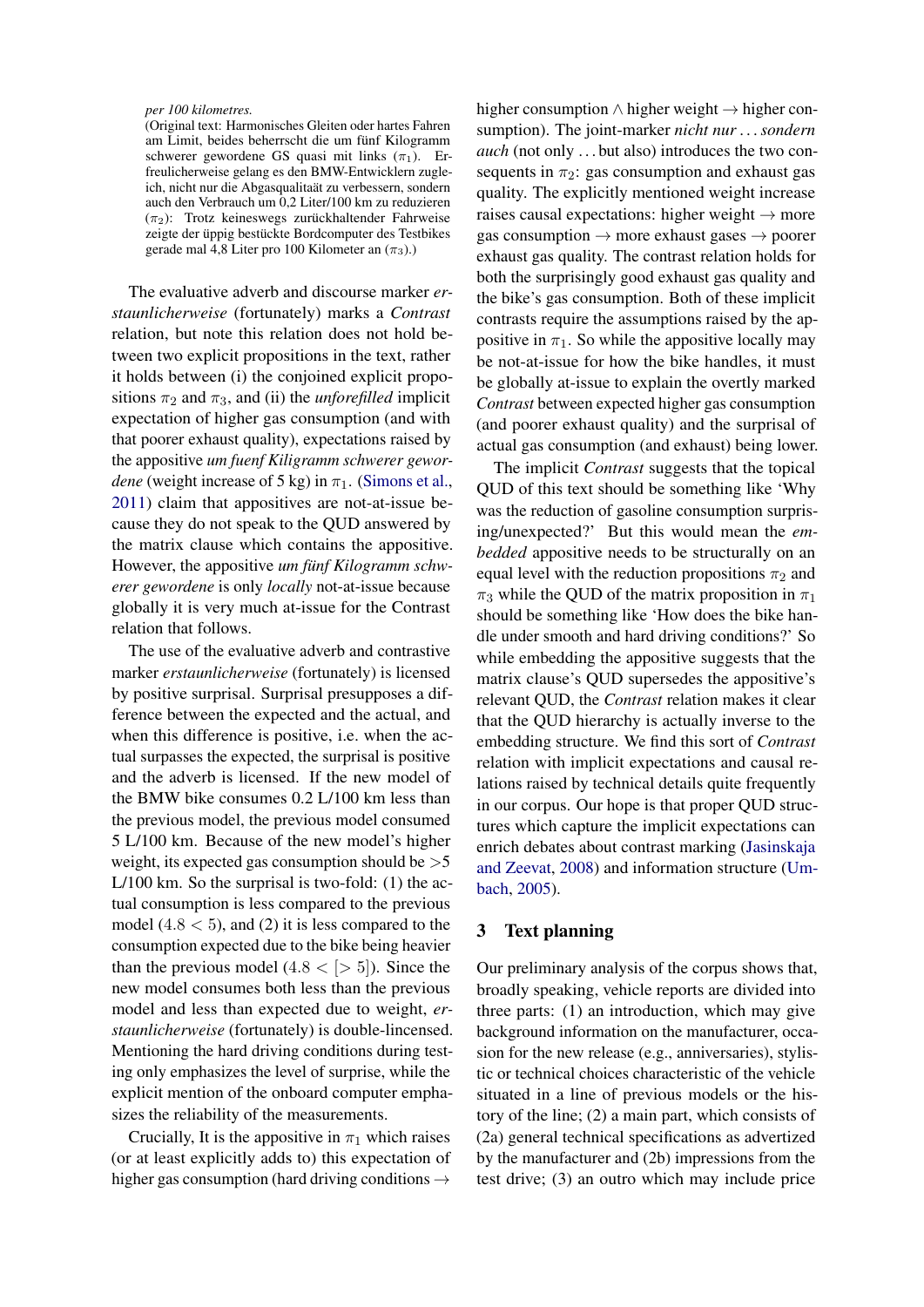*per 100 kilometres.*
(Original text: Harmonisches Gleiten oder hartes Fahren am Limit, beides beherrscht die um fünf Kilogramm schwerer gewordene GS quasi mit links ($\pi_1$). Erfreulicherweise gelang es den BMW-Entwicklern zugleich, nicht nur die Abgasqualitaät zu verbessern, sondern auch den Verbrauch um 0,2 Liter/100 km zu reduzieren ($\pi_2$): Trotz keineswegs zurückhaltender Fahrweise zeigte der üppig bestückte Bordcomputer des Testbikes gerade mal 4,8 Liter pro 100 Kilometer an ($\pi_3$).)

The evaluative adverb and discourse marker *erstaunlicherweise* (fortunately) marks a *Contrast* relation, but note this relation does not hold between two explicit propositions in the text, rather it holds between (i) the conjoined explicit propositions $\pi_2$ and $\pi_3$, and (ii) the *unforefilled* implicit expectation of higher gas consumption (and with that poorer exhaust quality), expectations raised by the appositive *um fuenf Kiligramm schwerer gewordene* (weight increase of 5 kg) in $\pi_1$. (Simons et al., 2011) claim that appositives are not-at-issue because they do not speak to the QUD answered by the matrix clause which contains the appositive. However, the appositive *um fünf Kilogramm schwerer gewordene* is only *locally* not-at-issue because globally it is very much at-issue for the Contrast relation that follows.

The use of the evaluative adverb and contrastive marker *erstaunlicherweise* (fortunately) is licensed by positive surprisal. Surprisal presupposes a difference between the expected and the actual, and when this difference is positive, i.e. when the actual surpasses the expected, the surprisal is positive and the adverb is licensed. If the new model of the BMW bike consumes 0.2 L/100 km less than the previous model, the previous model consumed 5 L/100 km. Because of the new model's higher weight, its expected gas consumption should be >5 L/100 km. So the surprisal is two-fold: (1) the actual consumption is less compared to the previous model ($4.8 < 5$), and (2) it is less compared to the consumption expected due to the bike being heavier than the previous model ($4.8 < [> 5]$). Since the new model consumes both less than the previous model and less than expected due to weight, *erstaunlicherweise* (fortunately) is double-licensed. Mentioning the hard driving conditions during testing only emphasizes the level of surprise, while the explicit mention of the onboard computer emphasizes the reliability of the measurements.

Crucially, It is the appositive in $\pi_1$ which raises (or at least explicitly adds to) this expectation of higher gas consumption (hard driving conditions $\rightarrow$ higher consumption $\wedge$ higher weight $\rightarrow$ higher consumption). The joint-marker *nicht nur . . . sondern auch* (not only . . . but also) introduces the two consequents in $\pi_2$: gas consumption and exhaust gas quality. The explicitly mentioned weight increase raises causal expectations: higher weight $\rightarrow$ more gas consumption $\rightarrow$ more exhaust gases $\rightarrow$ poorer exhaust gas quality. The contrast relation holds for both the surprisingly good exhaust gas quality and the bike's gas consumption. Both of these implicit contrasts require the assumptions raised by the appositive in $\pi_1$. So while the appositive locally may be not-at-issue for how the bike handles, it must be globally at-issue to explain the overtly marked *Contrast* between expected higher gas consumption (and poorer exhaust quality) and the surprisal of actual gas consumption (and exhaust) being lower.

The implicit *Contrast* suggests that the topical QUD of this text should be something like 'Why was the reduction of gasoline consumption surprising/unexpected?' But this would mean the *embedded* appositive needs to be structurally on an equal level with the reduction propositions $\pi_2$ and $\pi_3$ while the QUD of the matrix proposition in $\pi_1$ should be something like 'How does the bike handle under smooth and hard driving conditions?' So while embedding the appositive suggests that the matrix clause's QUD supersedes the appositive's relevant QUD, the *Contrast* relation makes it clear that the QUD hierarchy is actually inverse to the embedding structure. We find this sort of *Contrast* relation with implicit expectations and causal relations raised by technical details quite frequently in our corpus. Our hope is that proper QUD structures which capture the implicit expectations can enrich debates about contrast marking (Jasinskaja and Zeevat, 2008) and information structure (Umbach, 2005).

## 3 Text planning

Our preliminary analysis of the corpus shows that, broadly speaking, vehicle reports are divided into three parts: (1) an introduction, which may give background information on the manufacturer, occasion for the new release (e.g., anniversaries), stylistic or technical choices characteristic of the vehicle situated in a line of previous models or the history of the line; (2) a main part, which consists of (2a) general technical specifications as advertized by the manufacturer and (2b) impressions from the test drive; (3) an outro which may include price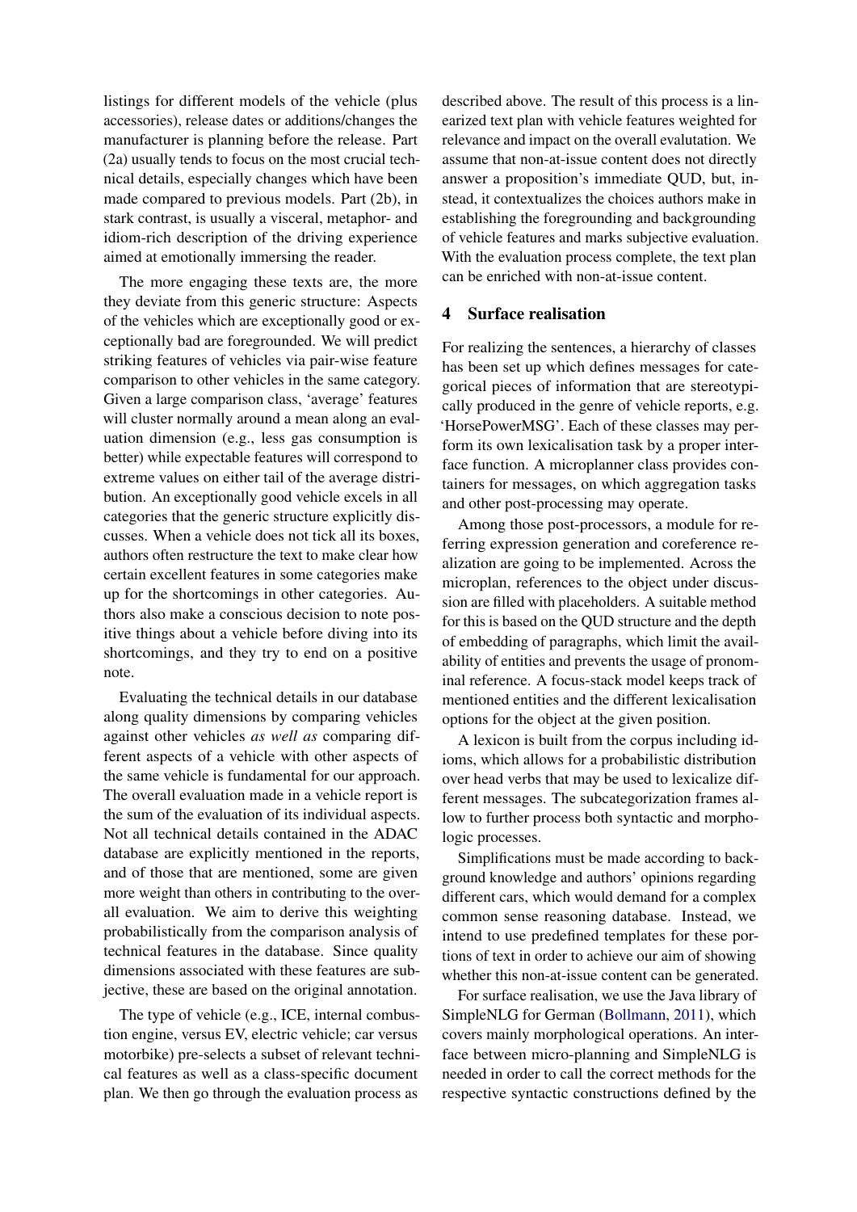listings for different models of the vehicle (plus accessories), release dates or additions/changes the manufacturer is planning before the release. Part (2a) usually tends to focus on the most crucial technical details, especially changes which have been made compared to previous models. Part (2b), in stark contrast, is usually a visceral, metaphor- and idiom-rich description of the driving experience aimed at emotionally immersing the reader.

The more engaging these texts are, the more they deviate from this generic structure: Aspects of the vehicles which are exceptionally good or exceptionally bad are foregrounded. We will predict striking features of vehicles via pair-wise feature comparison to other vehicles in the same category. Given a large comparison class, 'average' features will cluster normally around a mean along an evaluation dimension (e.g., less gas consumption is better) while expectable features will correspond to extreme values on either tail of the average distribution. An exceptionally good vehicle excels in all categories that the generic structure explicitly discusses. When a vehicle does not tick all its boxes, authors often restructure the text to make clear how certain excellent features in some categories make up for the shortcomings in other categories. Authors also make a conscious decision to note positive things about a vehicle before diving into its shortcomings, and they try to end on a positive note.

Evaluating the technical details in our database along quality dimensions by comparing vehicles against other vehicles *as well as* comparing different aspects of a vehicle with other aspects of the same vehicle is fundamental for our approach. The overall evaluation made in a vehicle report is the sum of the evaluation of its individual aspects. Not all technical details contained in the ADAC database are explicitly mentioned in the reports, and of those that are mentioned, some are given more weight than others in contributing to the overall evaluation. We aim to derive this weighting probabilistically from the comparison analysis of technical features in the database. Since quality dimensions associated with these features are subjective, these are based on the original annotation.

The type of vehicle (e.g., ICE, internal combustion engine, versus EV, electric vehicle; car versus motorbike) pre-selects a subset of relevant technical features as well as a class-specific document plan. We then go through the evaluation process as described above. The result of this process is a linearized text plan with vehicle features weighted for relevance and impact on the overall evalutation. We assume that non-at-issue content does not directly answer a proposition's immediate QUD, but, instead, it contextualizes the choices authors make in establishing the foregrounding and backgrounding of vehicle features and marks subjective evaluation. With the evaluation process complete, the text plan can be enriched with non-at-issue content.

## 4 Surface realisation

For realizing the sentences, a hierarchy of classes has been set up which defines messages for categorical pieces of information that are stereotypically produced in the genre of vehicle reports, e.g. 'HorsePowerMSG'. Each of these classes may perform its own lexicalisation task by a proper interface function. A microplanner class provides containers for messages, on which aggregation tasks and other post-processing may operate.

Among those post-processors, a module for referring expression generation and coreference realization are going to be implemented. Across the microplan, references to the object under discussion are filled with placeholders. A suitable method for this is based on the QUD structure and the depth of embedding of paragraphs, which limit the availability of entities and prevents the usage of pronominal reference. A focus-stack model keeps track of mentioned entities and the different lexicalisation options for the object at the given position.

A lexicon is built from the corpus including idioms, which allows for a probabilistic distribution over head verbs that may be used to lexicalize different messages. The subcategorization frames allow to further process both syntactic and morphologic processes.

Simplifications must be made according to background knowledge and authors' opinions regarding different cars, which would demand for a complex common sense reasoning database. Instead, we intend to use predefined templates for these portions of text in order to achieve our aim of showing whether this non-at-issue content can be generated.

For surface realisation, we use the Java library of SimpleNLG for German (Bollmann, 2011), which covers mainly morphological operations. An interface between micro-planning and SimpleNLG is needed in order to call the correct methods for the respective syntactic constructions defined by the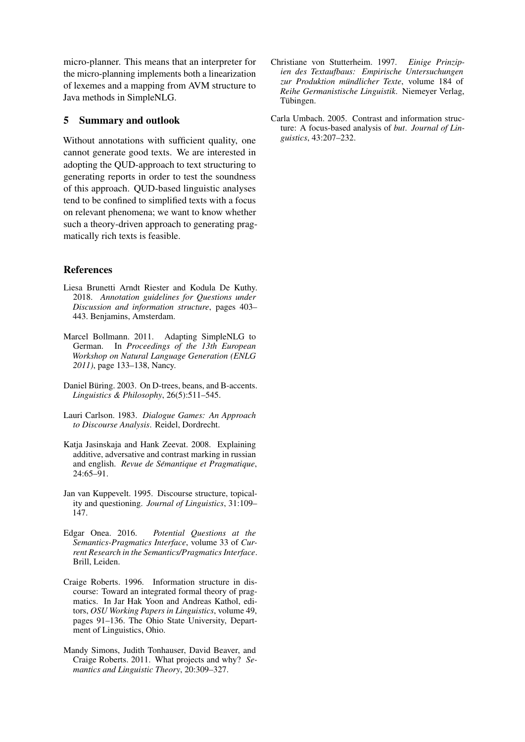micro-planner. This means that an interpreter for the micro-planning implements both a linearization of lexemes and a mapping from AVM structure to Java methods in SimpleNLG.

## 5 Summary and outlook

Without annotations with sufficient quality, one cannot generate good texts. We are interested in adopting the QUD-approach to text structuring to generating reports in order to test the soundness of this approach. QUD-based linguistic analyses tend to be confined to simplified texts with a focus on relevant phenomena; we want to know whether such a theory-driven approach to generating pragmatically rich texts is feasible.

## References

Liesa Brunetti Arndt Riester and Kodula De Kuthy. 2018. *Annotation guidelines for Questions under Discussion and information structure*, pages 403–443. Benjamins, Amsterdam.

Marcel Bollmann. 2011. Adapting SimpleNLG to German. In *Proceedings of the 13th European Workshop on Natural Language Generation (ENLG 2011)*, page 133–138, Nancy.

Daniel Büring. 2003. On D-trees, beans, and B-accents. *Linguistics & Philosophy*, 26(5):511–545.

Lauri Carlson. 1983. *Dialogue Games: An Approach to Discourse Analysis*. Reidel, Dordrecht.

Katja Jasinskaja and Hank Zeevat. 2008. Explaining additive, adversative and contrast marking in russian and english. *Revue de Sémantique et Pragmatique*, 24:65–91.

Jan van Kuppevelt. 1995. Discourse structure, topicality and questioning. *Journal of Linguistics*, 31:109–147.

Edgar Onea. 2016. *Potential Questions at the Semantics-Pragmatics Interface*, volume 33 of *Current Research in the Semantics/Pragmatics Interface*. Brill, Leiden.

Craige Roberts. 1996. Information structure in discourse: Toward an integrated formal theory of pragmatics. In Jar Hak Yoon and Andreas Kathol, editors, *OSU Working Papers in Linguistics*, volume 49, pages 91–136. The Ohio State University, Department of Linguistics, Ohio.

Mandy Simons, Judith Tonhauser, David Beaver, and Craige Roberts. 2011. What projects and why? *Semantics and Linguistic Theory*, 20:309–327.

Christiane von Stutterheim. 1997. *Einige Prinzipien des Textaufbaus: Empirische Untersuchungen zur Produktion mündlicher Texte*, volume 184 of *Reihe Germanistische Linguistik*. Niemeyer Verlag, Tübingen.

Carla Umbach. 2005. Contrast and information structure: A focus-based analysis of *but*. *Journal of Linguistics*, 43:207–232.